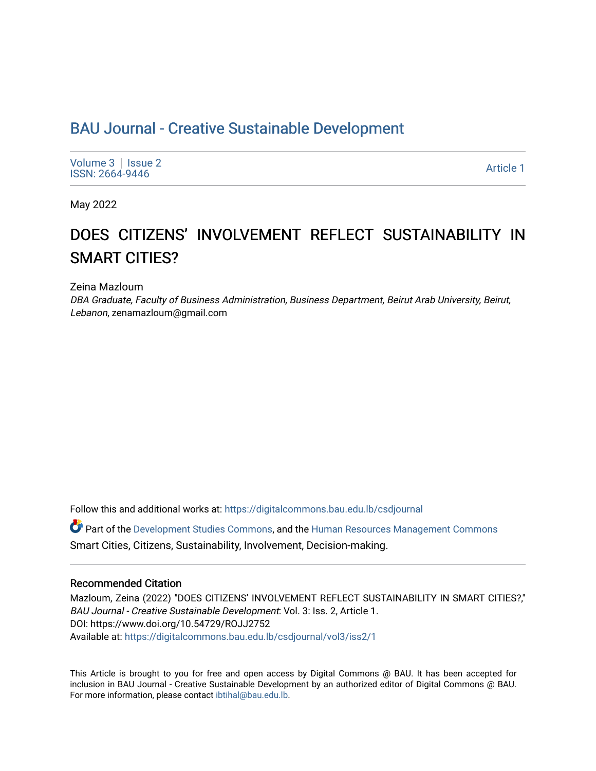# BAU Journal - Creative Sustainable Development

Volume 3 | Issue 2
ISSN: 2664-9446

Article 1

May 2022

## DOES CITIZENS' INVOLVEMENT REFLECT SUSTAINABILITY IN SMART CITIES?

Zeina Mazloum
*DBA Graduate, Faculty of Business Administration, Business Department, Beirut Arab University, Beirut, Lebanon*, zenamazloum@gmail.com

Follow this and additional works at: https://digitalcommons.bau.edu.lb/csdjournal

Part of the Development Studies Commons, and the Human Resources Management Commons

Smart Cities, Citizens, Sustainability, Involvement, Decision-making.

### Recommended Citation

Mazloum, Zeina (2022) "DOES CITIZENS' INVOLVEMENT REFLECT SUSTAINABILITY IN SMART CITIES?," *BAU Journal - Creative Sustainable Development*: Vol. 3: Iss. 2, Article 1.
DOI: https://www.doi.org/10.54729/ROJJ2752
Available at: https://digitalcommons.bau.edu.lb/csdjournal/vol3/iss2/1

This Article is brought to you for free and open access by Digital Commons @ BAU. It has been accepted for inclusion in BAU Journal - Creative Sustainable Development by an authorized editor of Digital Commons @ BAU. For more information, please contact ibtihal@bau.edu.lb.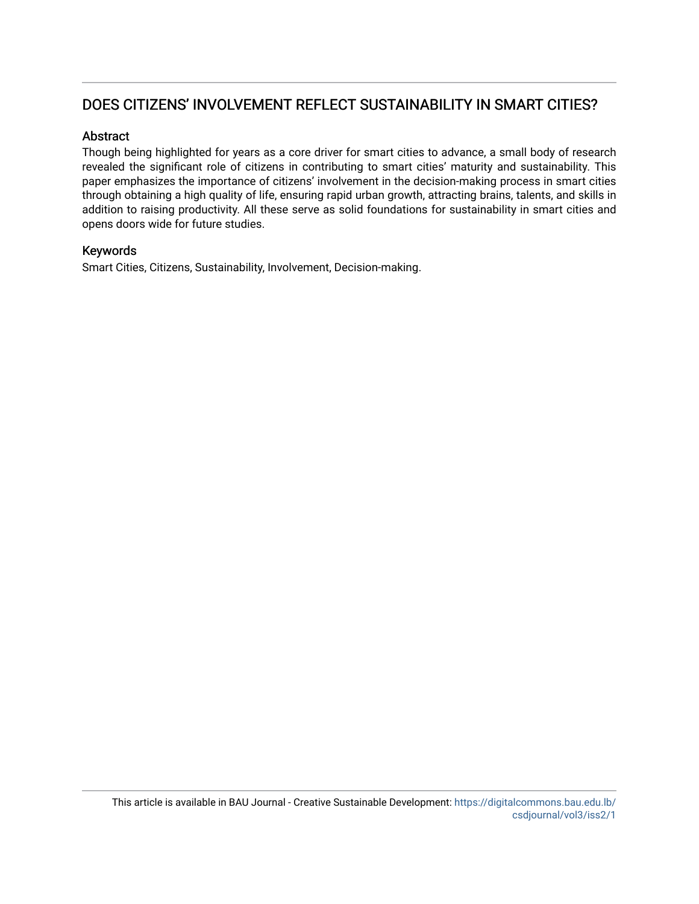# DOES CITIZENS' INVOLVEMENT REFLECT SUSTAINABILITY IN SMART CITIES?

## Abstract

Though being highlighted for years as a core driver for smart cities to advance, a small body of research revealed the significant role of citizens in contributing to smart cities' maturity and sustainability. This paper emphasizes the importance of citizens' involvement in the decision-making process in smart cities through obtaining a high quality of life, ensuring rapid urban growth, attracting brains, talents, and skills in addition to raising productivity. All these serve as solid foundations for sustainability in smart cities and opens doors wide for future studies.

## Keywords

Smart Cities, Citizens, Sustainability, Involvement, Decision-making.

This article is available in BAU Journal - Creative Sustainable Development: https://digitalcommons.bau.edu.lb/csdjournal/vol3/iss2/1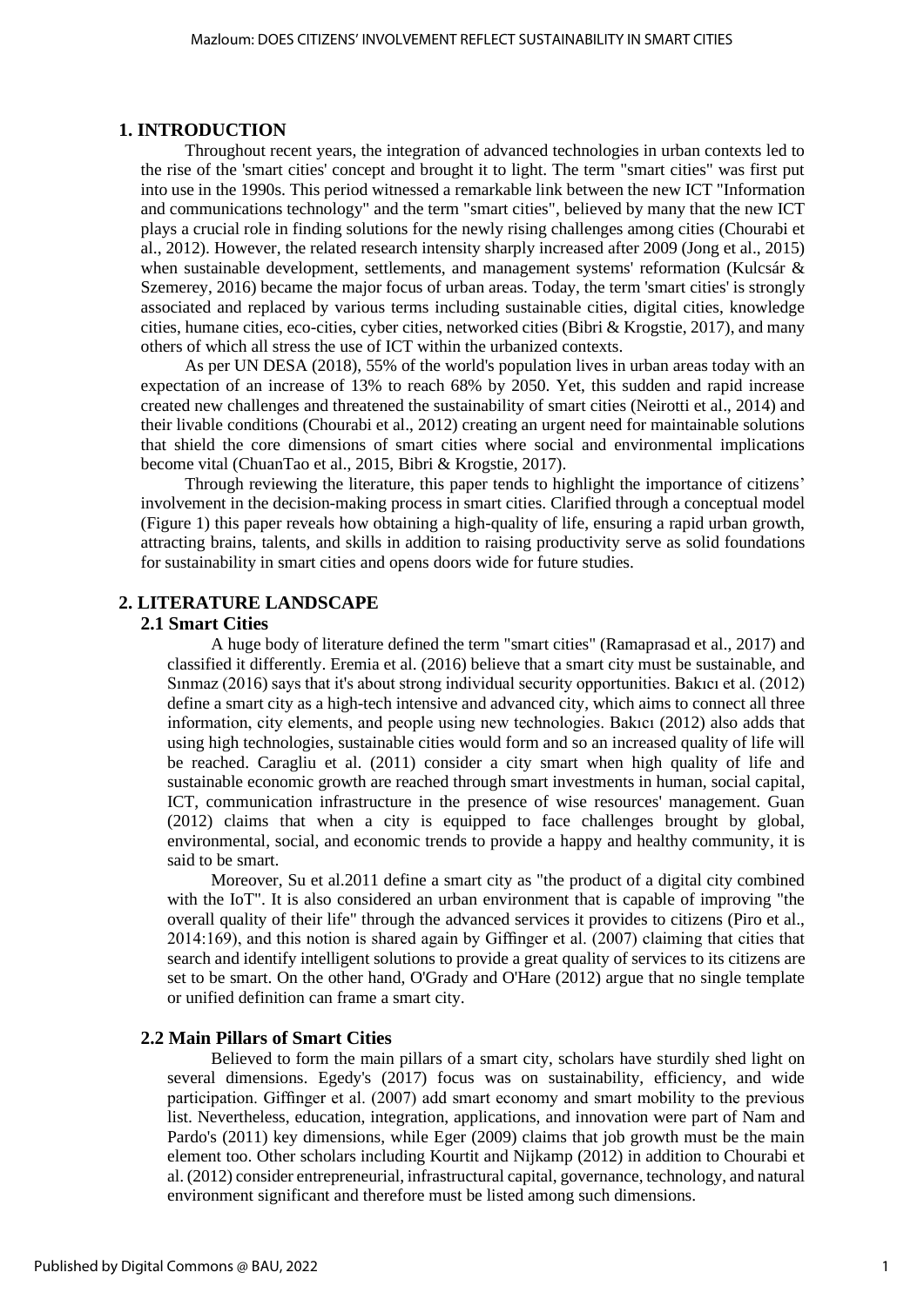## 1. INTRODUCTION

Throughout recent years, the integration of advanced technologies in urban contexts led to the rise of the 'smart cities' concept and brought it to light. The term "smart cities" was first put into use in the 1990s. This period witnessed a remarkable link between the new ICT "Information and communications technology" and the term "smart cities", believed by many that the new ICT plays a crucial role in finding solutions for the newly rising challenges among cities (Chourabi et al., 2012). However, the related research intensity sharply increased after 2009 (Jong et al., 2015) when sustainable development, settlements, and management systems' reformation (Kulcsár & Szemerey, 2016) became the major focus of urban areas. Today, the term 'smart cities' is strongly associated and replaced by various terms including sustainable cities, digital cities, knowledge cities, humane cities, eco-cities, cyber cities, networked cities (Bibri & Krogstie, 2017), and many others of which all stress the use of ICT within the urbanized contexts.

As per UN DESA (2018), 55% of the world's population lives in urban areas today with an expectation of an increase of 13% to reach 68% by 2050. Yet, this sudden and rapid increase created new challenges and threatened the sustainability of smart cities (Neirotti et al., 2014) and their livable conditions (Chourabi et al., 2012) creating an urgent need for maintainable solutions that shield the core dimensions of smart cities where social and environmental implications become vital (ChuanTao et al., 2015, Bibri & Krogstie, 2017).

Through reviewing the literature, this paper tends to highlight the importance of citizens' involvement in the decision-making process in smart cities. Clarified through a conceptual model (Figure 1) this paper reveals how obtaining a high-quality of life, ensuring a rapid urban growth, attracting brains, talents, and skills in addition to raising productivity serve as solid foundations for sustainability in smart cities and opens doors wide for future studies.

## 2. LITERATURE LANDSCAPE

### 2.1 Smart Cities

A huge body of literature defined the term "smart cities" (Ramaprasad et al., 2017) and classified it differently. Eremia et al. (2016) believe that a smart city must be sustainable, and Sınmaz (2016) says that it's about strong individual security opportunities. Bakıcı et al. (2012) define a smart city as a high-tech intensive and advanced city, which aims to connect all three information, city elements, and people using new technologies. Bakıcı (2012) also adds that using high technologies, sustainable cities would form and so an increased quality of life will be reached. Caragliu et al. (2011) consider a city smart when high quality of life and sustainable economic growth are reached through smart investments in human, social capital, ICT, communication infrastructure in the presence of wise resources' management. Guan (2012) claims that when a city is equipped to face challenges brought by global, environmental, social, and economic trends to provide a happy and healthy community, it is said to be smart.

Moreover, Su et al.2011 define a smart city as "the product of a digital city combined with the IoT". It is also considered an urban environment that is capable of improving "the overall quality of their life" through the advanced services it provides to citizens (Piro et al., 2014:169), and this notion is shared again by Giffinger et al. (2007) claiming that cities that search and identify intelligent solutions to provide a great quality of services to its citizens are set to be smart. On the other hand, O'Grady and O'Hare (2012) argue that no single template or unified definition can frame a smart city.

### 2.2 Main Pillars of Smart Cities

Believed to form the main pillars of a smart city, scholars have sturdily shed light on several dimensions. Egedy's (2017) focus was on sustainability, efficiency, and wide participation. Giffinger et al. (2007) add smart economy and smart mobility to the previous list. Nevertheless, education, integration, applications, and innovation were part of Nam and Pardo's (2011) key dimensions, while Eger (2009) claims that job growth must be the main element too. Other scholars including Kourtit and Nijkamp (2012) in addition to Chourabi et al. (2012) consider entrepreneurial, infrastructural capital, governance, technology, and natural environment significant and therefore must be listed among such dimensions.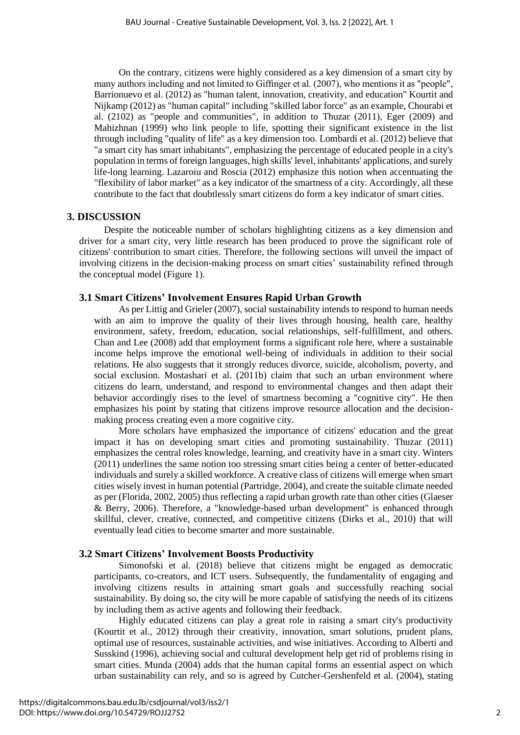On the contrary, citizens were highly considered as a key dimension of a smart city by many authors including and not limited to Giffinger et al. (2007), who mentions it as "people", Barrionuevo et al. (2012) as "human talent, innovation, creativity, and education" Kourtit and Nijkamp (2012) as "human capital" including "skilled labor force" as an example, Chourabi et al. (2102) as "people and communities", in addition to Thuzar (2011), Eger (2009) and Mahizhnan (1999) who link people to life, spotting their significant existence in the list through including "quality of life" as a key dimension too. Lombardi et al. (2012) believe that "a smart city has smart inhabitants", emphasizing the percentage of educated people in a city's population in terms of foreign languages, high skills' level, inhabitants' applications, and surely life-long learning. Lazaroiu and Roscia (2012) emphasize this notion when accentuating the "flexibility of labor market" as a key indicator of the smartness of a city. Accordingly, all these contribute to the fact that doubtlessly smart citizens do form a key indicator of smart cities.

## 3. DISCUSSION

Despite the noticeable number of scholars highlighting citizens as a key dimension and driver for a smart city, very little research has been produced to prove the significant role of citizens' contribution to smart cities. Therefore, the following sections will unveil the impact of involving citizens in the decision-making process on smart cities' sustainability refined through the conceptual model (Figure 1).

### 3.1 Smart Citizens' Involvement Ensures Rapid Urban Growth

As per Littig and Grieler (2007), social sustainability intends to respond to human needs with an aim to improve the quality of their lives through housing, health care, healthy environment, safety, freedom, education, social relationships, self-fulfillment, and others. Chan and Lee (2008) add that employment forms a significant role here, where a sustainable income helps improve the emotional well-being of individuals in addition to their social relations. He also suggests that it strongly reduces divorce, suicide, alcoholism, poverty, and social exclusion. Mostashari et al. (2011b) claim that such an urban environment where citizens do learn, understand, and respond to environmental changes and then adapt their behavior accordingly rises to the level of smartness becoming a "cognitive city". He then emphasizes his point by stating that citizens improve resource allocation and the decision-making process creating even a more cognitive city.

More scholars have emphasized the importance of citizens' education and the great impact it has on developing smart cities and promoting sustainability. Thuzar (2011) emphasizes the central roles knowledge, learning, and creativity have in a smart city. Winters (2011) underlines the same notion too stressing smart cities being a center of better-educated individuals and surely a skilled workforce. A creative class of citizens will emerge when smart cities wisely invest in human potential (Partridge, 2004), and create the suitable climate needed as per (Florida, 2002, 2005) thus reflecting a rapid urban growth rate than other cities (Glaeser & Berry, 2006). Therefore, a "knowledge-based urban development" is enhanced through skillful, clever, creative, connected, and competitive citizens (Dirks et al., 2010) that will eventually lead cities to become smarter and more sustainable.

### 3.2 Smart Citizens' Involvement Boosts Productivity

Simonofski et al. (2018) believe that citizens might be engaged as democratic participants, co-creators, and ICT users. Subsequently, the fundamentality of engaging and involving citizens results in attaining smart goals and successfully reaching social sustainability. By doing so, the city will be more capable of satisfying the needs of its citizens by including them as active agents and following their feedback.

Highly educated citizens can play a great role in raising a smart city's productivity (Kourtit et al., 2012) through their creativity, innovation, smart solutions, prudent plans, optimal use of resources, sustainable activities, and wise initiatives. According to Alberti and Susskind (1996), achieving social and cultural development help get rid of problems rising in smart cities. Munda (2004) adds that the human capital forms an essential aspect on which urban sustainability can rely, and so is agreed by Cutcher-Gershenfeld et al. (2004), stating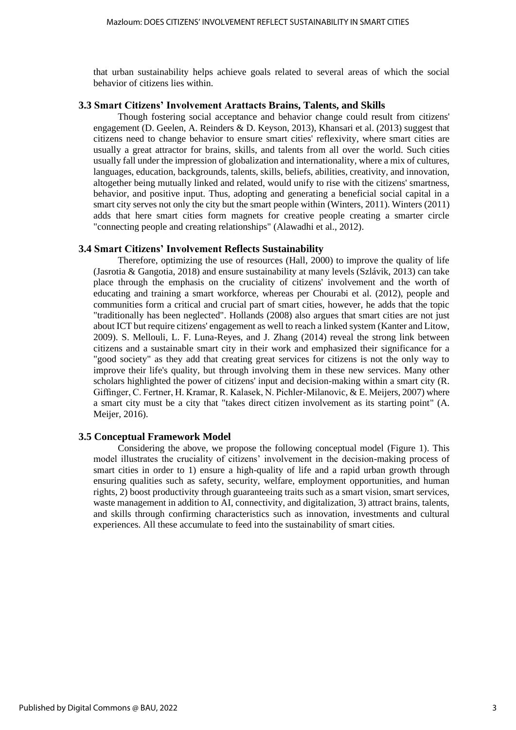that urban sustainability helps achieve goals related to several areas of which the social behavior of citizens lies within.

### 3.3 Smart Citizens' Involvement Arattacts Brains, Talents, and Skills

Though fostering social acceptance and behavior change could result from citizens' engagement (D. Geelen, A. Reinders & D. Keyson, 2013), Khansari et al. (2013) suggest that citizens need to change behavior to ensure smart cities' reflexivity, where smart cities are usually a great attractor for brains, skills, and talents from all over the world. Such cities usually fall under the impression of globalization and internationality, where a mix of cultures, languages, education, backgrounds, talents, skills, beliefs, abilities, creativity, and innovation, altogether being mutually linked and related, would unify to rise with the citizens' smartness, behavior, and positive input. Thus, adopting and generating a beneficial social capital in a smart city serves not only the city but the smart people within (Winters, 2011). Winters (2011) adds that here smart cities form magnets for creative people creating a smarter circle "connecting people and creating relationships" (Alawadhi et al., 2012).

### 3.4 Smart Citizens' Involvement Reflects Sustainability

Therefore, optimizing the use of resources (Hall, 2000) to improve the quality of life (Jasrotia & Gangotia, 2018) and ensure sustainability at many levels (Szlávik, 2013) can take place through the emphasis on the cruciality of citizens' involvement and the worth of educating and training a smart workforce, whereas per Chourabi et al. (2012), people and communities form a critical and crucial part of smart cities, however, he adds that the topic "traditionally has been neglected". Hollands (2008) also argues that smart cities are not just about ICT but require citizens' engagement as well to reach a linked system (Kanter and Litow, 2009). S. Mellouli, L. F. Luna-Reyes, and J. Zhang (2014) reveal the strong link between citizens and a sustainable smart city in their work and emphasized their significance for a "good society" as they add that creating great services for citizens is not the only way to improve their life's quality, but through involving them in these new services. Many other scholars highlighted the power of citizens' input and decision-making within a smart city (R. Giffinger, C. Fertner, H. Kramar, R. Kalasek, N. Pichler-Milanovic, & E. Meijers, 2007) where a smart city must be a city that "takes direct citizen involvement as its starting point" (A. Meijer, 2016).

### 3.5 Conceptual Framework Model

Considering the above, we propose the following conceptual model (Figure 1). This model illustrates the cruciality of citizens' involvement in the decision-making process of smart cities in order to 1) ensure a high-quality of life and a rapid urban growth through ensuring qualities such as safety, security, welfare, employment opportunities, and human rights, 2) boost productivity through guaranteeing traits such as a smart vision, smart services, waste management in addition to AI, connectivity, and digitalization, 3) attract brains, talents, and skills through confirming characteristics such as innovation, investments and cultural experiences. All these accumulate to feed into the sustainability of smart cities.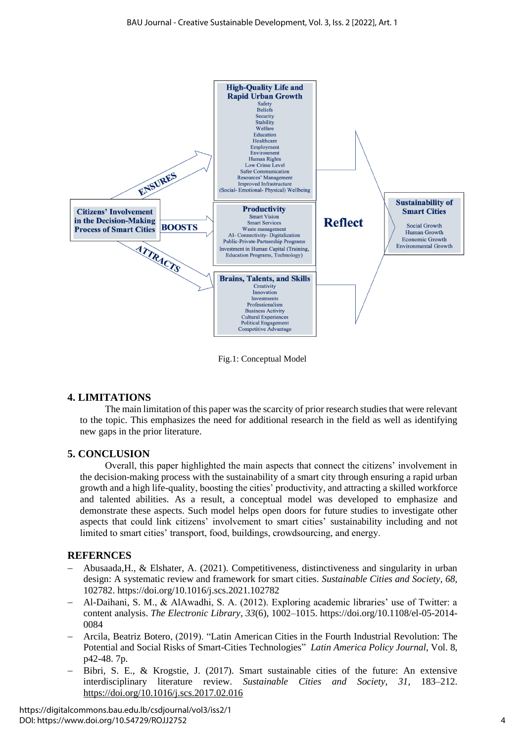**Citizens' Involvement in the Decision-Making Process of Smart Cities**

ENSURES → **High-Quality Life and Rapid Urban Growth**
Safety
Beliefs
Security
Stability
Welfare
Education
Healthcare
Employment
Environment
Human Rights
Low Crime Level
Safer Communication
Resources' Management
Improved Infrastructure
(Social- Emotional- Physical) Wellbeing

BOOSTS → **Productivity**
Smart Vision
Smart Services
Waste management
AI- Connectivity- Digitalization
Public-Private-Partnership Programs
Investment in Human Capital (Training, Education Programs, Technology)

ATTRACTS → **Brains, Talents, and Skills**
Creativity
Innovation
Investments
Professionalism
Business Activity
Cultural Experiences
Political Engagement
Competitive Advantage

**Reflect** → **Sustainability of Smart Cities**
Social Growth
Human Growth
Economic Growth
Environmental Growth

Fig.1: Conceptual Model

## 4. LIMITATIONS

The main limitation of this paper was the scarcity of prior research studies that were relevant to the topic. This emphasizes the need for additional research in the field as well as identifying new gaps in the prior literature.

## 5. CONCLUSION

Overall, this paper highlighted the main aspects that connect the citizens' involvement in the decision-making process with the sustainability of a smart city through ensuring a rapid urban growth and a high life-quality, boosting the cities' productivity, and attracting a skilled workforce and talented abilities. As a result, a conceptual model was developed to emphasize and demonstrate these aspects. Such model helps open doors for future studies to investigate other aspects that could link citizens' involvement to smart cities' sustainability including and not limited to smart cities' transport, food, buildings, crowdsourcing, and energy.

## REFERNCES

- Abusaada,H., & Elshater, A. (2021). Competitiveness, distinctiveness and singularity in urban design: A systematic review and framework for smart cities. *Sustainable Cities and Society*, *68*, 102782. https://doi.org/10.1016/j.scs.2021.102782
- Al-Daihani, S. M., & AlAwadhi, S. A. (2012). Exploring academic libraries' use of Twitter: a content analysis. *The Electronic Library*, *33*(6), 1002–1015. https://doi.org/10.1108/el-05-2014-0084
- Arcila, Beatriz Botero, (2019). "Latin American Cities in the Fourth Industrial Revolution: The Potential and Social Risks of Smart-Cities Technologies" *Latin America Policy Journal*, Vol. 8, p42-48. 7p.
- Bibri, S. E., & Krogstie, J. (2017). Smart sustainable cities of the future: An extensive interdisciplinary literature review. *Sustainable Cities and Society*, *31*, 183–212. https://doi.org/10.1016/j.scs.2017.02.016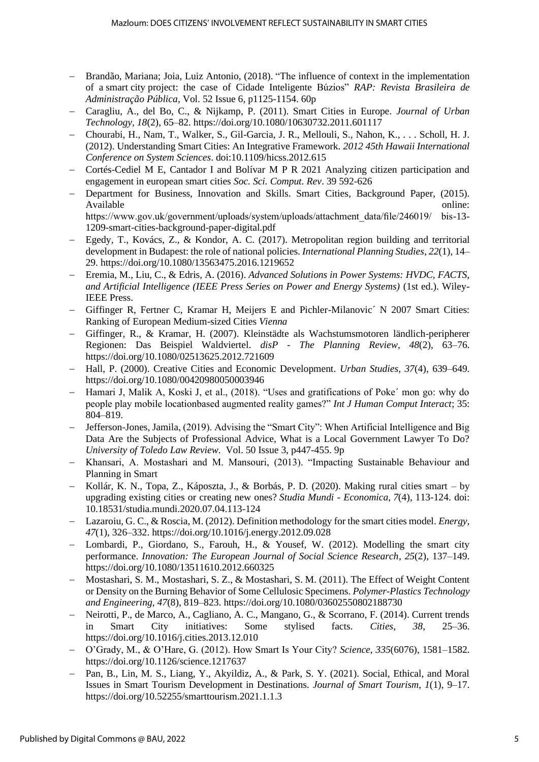- Brandão, Mariana; Joia, Luiz Antonio, (2018). "The influence of context in the implementation of a smart city project: the case of Cidade Inteligente Búzios" *RAP: Revista Brasileira de Administração Pública*, Vol. 52 Issue 6, p1125-1154. 60p
- Caragliu, A., del Bo, C., & Nijkamp, P. (2011). Smart Cities in Europe. *Journal of Urban Technology*, *18*(2), 65–82. https://doi.org/10.1080/10630732.2011.601117
- Chourabi, H., Nam, T., Walker, S., Gil-Garcia, J. R., Mellouli, S., Nahon, K., . . . Scholl, H. J. (2012). Understanding Smart Cities: An Integrative Framework. *2012 45th Hawaii International Conference on System Sciences*. doi:10.1109/hicss.2012.615
- Cortés-Cediel M E, Cantador I and Bolívar M P R 2021 Analyzing citizen participation and engagement in european smart cities *Soc. Sci. Comput. Rev.* 39 592-626
- Department for Business, Innovation and Skills. Smart Cities, Background Paper, (2015). Available online: https://www.gov.uk/government/uploads/system/uploads/attachment_data/file/246019/ bis-13-1209-smart-cities-background-paper-digital.pdf
- Egedy, T., Kovács, Z., & Kondor, A. C. (2017). Metropolitan region building and territorial development in Budapest: the role of national policies. *International Planning Studies*, *22*(1), 14–29. https://doi.org/10.1080/13563475.2016.1219652
- Eremia, M., Liu, C., & Edris, A. (2016). *Advanced Solutions in Power Systems: HVDC, FACTS, and Artificial Intelligence (IEEE Press Series on Power and Energy Systems)* (1st ed.). Wiley-IEEE Press.
- Giffinger R, Fertner C, Kramar H, Meijers E and Pichler-Milanovic´ N 2007 Smart Cities: Ranking of European Medium-sized Cities *Vienna*
- Giffinger, R., & Kramar, H. (2007). Kleinstädte als Wachstumsmotoren ländlich-peripherer Regionen: Das Beispiel Waldviertel. *disP - The Planning Review*, *48*(2), 63–76. https://doi.org/10.1080/02513625.2012.721609
- Hall, P. (2000). Creative Cities and Economic Development. *Urban Studies*, *37*(4), 639–649. https://doi.org/10.1080/00420980050003946
- Hamari J, Malik A, Koski J, et al., (2018). "Uses and gratifications of Poke´ mon go: why do people play mobile locationbased augmented reality games?" *Int J Human Comput Interact*; 35: 804–819.
- Jefferson-Jones, Jamila, (2019). Advising the "Smart City": When Artificial Intelligence and Big Data Are the Subjects of Professional Advice, What is a Local Government Lawyer To Do? *University of Toledo Law Review*. Vol. 50 Issue 3, p447-455. 9p
- Khansari, A. Mostashari and M. Mansouri, (2013). "Impacting Sustainable Behaviour and Planning in Smart
- Kollár, K. N., Topa, Z., Káposzta, J., & Borbás, P. D. (2020). Making rural cities smart – by upgrading existing cities or creating new ones? *Studia Mundi - Economica, 7*(4), 113-124. doi: 10.18531/studia.mundi.2020.07.04.113-124
- Lazaroiu, G. C., & Roscia, M. (2012). Definition methodology for the smart cities model. *Energy*, *47*(1), 326–332. https://doi.org/10.1016/j.energy.2012.09.028
- Lombardi, P., Giordano, S., Farouh, H., & Yousef, W. (2012). Modelling the smart city performance. *Innovation: The European Journal of Social Science Research*, *25*(2), 137–149. https://doi.org/10.1080/13511610.2012.660325
- Mostashari, S. M., Mostashari, S. Z., & Mostashari, S. M. (2011). The Effect of Weight Content or Density on the Burning Behavior of Some Cellulosic Specimens. *Polymer-Plastics Technology and Engineering*, *47*(8), 819–823. https://doi.org/10.1080/03602550802188730
- Neirotti, P., de Marco, A., Cagliano, A. C., Mangano, G., & Scorrano, F. (2014). Current trends in Smart City initiatives: Some stylised facts. *Cities*, *38*, 25–36. https://doi.org/10.1016/j.cities.2013.12.010
- O'Grady, M., & O'Hare, G. (2012). How Smart Is Your City? *Science*, *335*(6076), 1581–1582. https://doi.org/10.1126/science.1217637
- Pan, B., Lin, M. S., Liang, Y., Akyildiz, A., & Park, S. Y. (2021). Social, Ethical, and Moral Issues in Smart Tourism Development in Destinations. *Journal of Smart Tourism*, *1*(1), 9–17. https://doi.org/10.52255/smarttourism.2021.1.1.3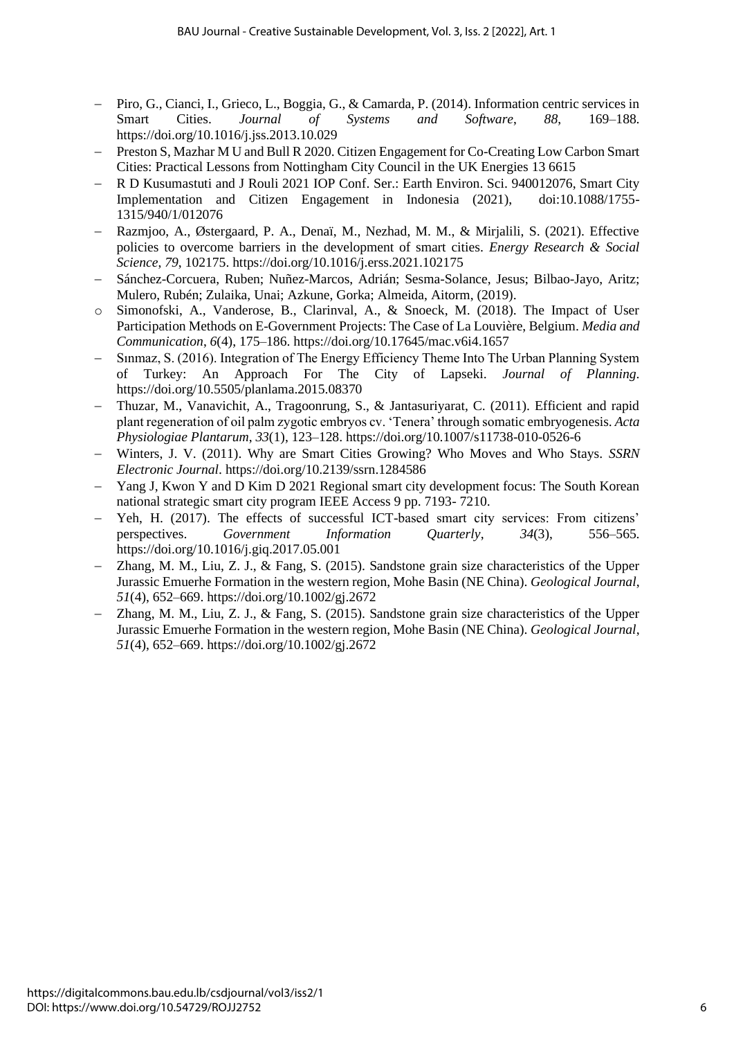- Piro, G., Cianci, I., Grieco, L., Boggia, G., & Camarda, P. (2014). Information centric services in Smart Cities. *Journal of Systems and Software*, *88*, 169–188. https://doi.org/10.1016/j.jss.2013.10.029
- Preston S, Mazhar M U and Bull R 2020. Citizen Engagement for Co-Creating Low Carbon Smart Cities: Practical Lessons from Nottingham City Council in the UK Energies 13 6615
- R D Kusumastuti and J Rouli 2021 IOP Conf. Ser.: Earth Environ. Sci. 940012076, Smart City Implementation and Citizen Engagement in Indonesia (2021), doi:10.1088/1755-1315/940/1/012076
- Razmjoo, A., Østergaard, P. A., Denaï, M., Nezhad, M. M., & Mirjalili, S. (2021). Effective policies to overcome barriers in the development of smart cities. *Energy Research & Social Science*, *79*, 102175. https://doi.org/10.1016/j.erss.2021.102175
- Sánchez-Corcuera, Ruben; Nuñez-Marcos, Adrián; Sesma-Solance, Jesus; Bilbao-Jayo, Aritz; Mulero, Rubén; Zulaika, Unai; Azkune, Gorka; Almeida, Aitorm, (2019).
- Simonofski, A., Vanderose, B., Clarinval, A., & Snoeck, M. (2018). The Impact of User Participation Methods on E-Government Projects: The Case of La Louvière, Belgium. *Media and Communication*, *6*(4), 175–186. https://doi.org/10.17645/mac.v6i4.1657
- Sınmaz, S. (2016). Integration of The Energy Efficiency Theme Into The Urban Planning System of Turkey: An Approach For The City of Lapseki. *Journal of Planning*. https://doi.org/10.5505/planlama.2015.08370
- Thuzar, M., Vanavichit, A., Tragoonrung, S., & Jantasuriyarat, C. (2011). Efficient and rapid plant regeneration of oil palm zygotic embryos cv. 'Tenera' through somatic embryogenesis. *Acta Physiologiae Plantarum*, *33*(1), 123–128. https://doi.org/10.1007/s11738-010-0526-6
- Winters, J. V. (2011). Why are Smart Cities Growing? Who Moves and Who Stays. *SSRN Electronic Journal*. https://doi.org/10.2139/ssrn.1284586
- Yang J, Kwon Y and D Kim D 2021 Regional smart city development focus: The South Korean national strategic smart city program IEEE Access 9 pp. 7193- 7210.
- Yeh, H. (2017). The effects of successful ICT-based smart city services: From citizens' perspectives. *Government Information Quarterly*, *34*(3), 556–565. https://doi.org/10.1016/j.giq.2017.05.001
- Zhang, M. M., Liu, Z. J., & Fang, S. (2015). Sandstone grain size characteristics of the Upper Jurassic Emuerhe Formation in the western region, Mohe Basin (NE China). *Geological Journal*, *51*(4), 652–669. https://doi.org/10.1002/gj.2672
- Zhang, M. M., Liu, Z. J., & Fang, S. (2015). Sandstone grain size characteristics of the Upper Jurassic Emuerhe Formation in the western region, Mohe Basin (NE China). *Geological Journal*, *51*(4), 652–669. https://doi.org/10.1002/gj.2672